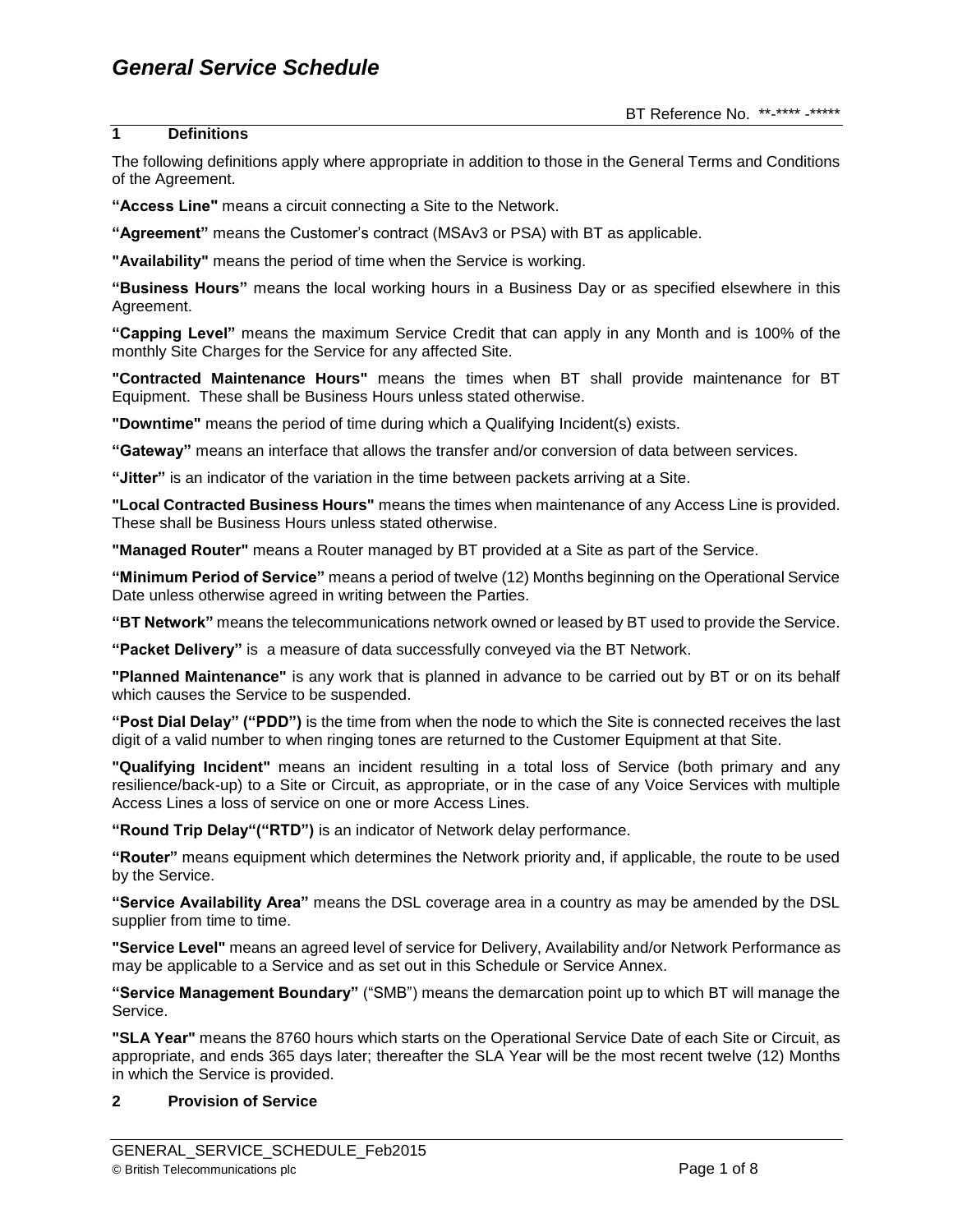# General Service Schedule

BT Reference No. **-**** -*****

## 1 Definitions

The following definitions apply where appropriate in addition to those in the General Terms and Conditions of the Agreement.

**"Access Line"** means a circuit connecting a Site to the Network.

**"Agreement"** means the Customer's contract (MSAv3 or PSA) with BT as applicable.

**"Availability"** means the period of time when the Service is working.

**"Business Hours"** means the local working hours in a Business Day or as specified elsewhere in this Agreement.

**"Capping Level"** means the maximum Service Credit that can apply in any Month and is 100% of the monthly Site Charges for the Service for any affected Site.

**"Contracted Maintenance Hours"** means the times when BT shall provide maintenance for BT Equipment. These shall be Business Hours unless stated otherwise.

**"Downtime"** means the period of time during which a Qualifying Incident(s) exists.

**"Gateway"** means an interface that allows the transfer and/or conversion of data between services.

**"Jitter"** is an indicator of the variation in the time between packets arriving at a Site.

**"Local Contracted Business Hours"** means the times when maintenance of any Access Line is provided. These shall be Business Hours unless stated otherwise.

**"Managed Router"** means a Router managed by BT provided at a Site as part of the Service.

**"Minimum Period of Service"** means a period of twelve (12) Months beginning on the Operational Service Date unless otherwise agreed in writing between the Parties.

**"BT Network"** means the telecommunications network owned or leased by BT used to provide the Service.

**"Packet Delivery"** is a measure of data successfully conveyed via the BT Network.

**"Planned Maintenance"** is any work that is planned in advance to be carried out by BT or on its behalf which causes the Service to be suspended.

**"Post Dial Delay" ("PDD")** is the time from when the node to which the Site is connected receives the last digit of a valid number to when ringing tones are returned to the Customer Equipment at that Site.

**"Qualifying Incident"** means an incident resulting in a total loss of Service (both primary and any resilience/back-up) to a Site or Circuit, as appropriate, or in the case of any Voice Services with multiple Access Lines a loss of service on one or more Access Lines.

**"Round Trip Delay"("RTD")** is an indicator of Network delay performance.

**"Router"** means equipment which determines the Network priority and, if applicable, the route to be used by the Service.

**"Service Availability Area"** means the DSL coverage area in a country as may be amended by the DSL supplier from time to time.

**"Service Level"** means an agreed level of service for Delivery, Availability and/or Network Performance as may be applicable to a Service and as set out in this Schedule or Service Annex.

**"Service Management Boundary"** ("SMB") means the demarcation point up to which BT will manage the Service.

**"SLA Year"** means the 8760 hours which starts on the Operational Service Date of each Site or Circuit, as appropriate, and ends 365 days later; thereafter the SLA Year will be the most recent twelve (12) Months in which the Service is provided.

## 2 Provision of Service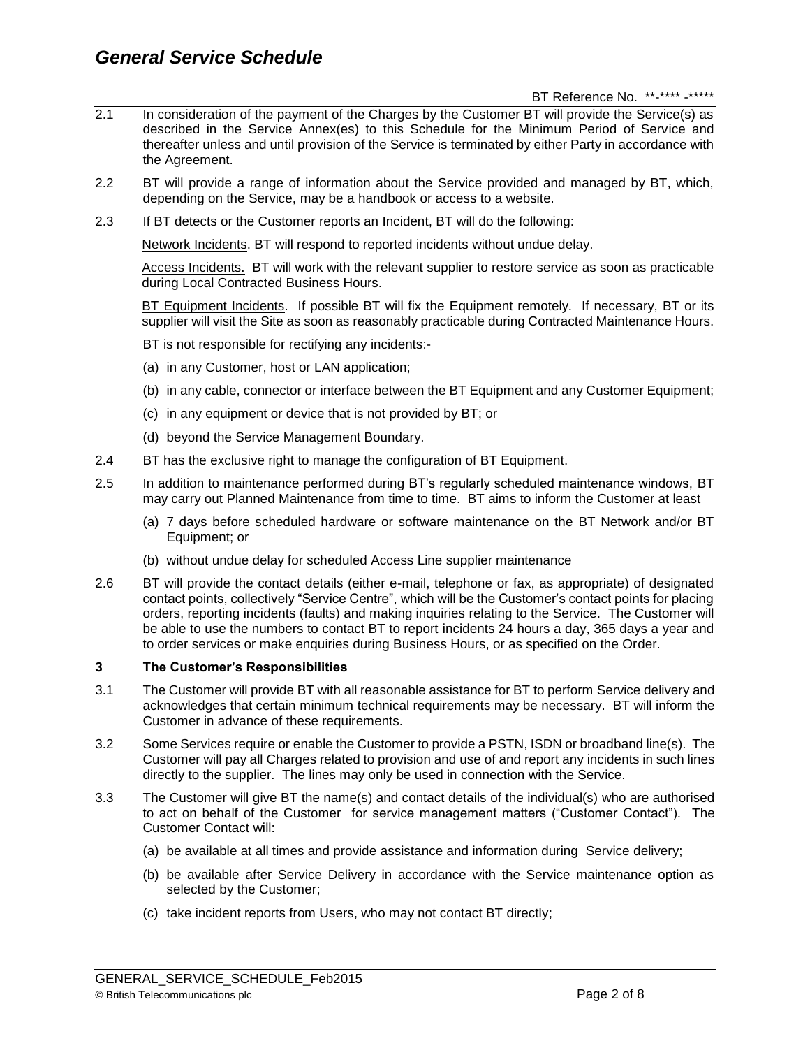2.1 In consideration of the payment of the Charges by the Customer BT will provide the Service(s) as described in the Service Annex(es) to this Schedule for the Minimum Period of Service and thereafter unless and until provision of the Service is terminated by either Party in accordance with the Agreement.

2.2 BT will provide a range of information about the Service provided and managed by BT, which, depending on the Service, may be a handbook or access to a website.

2.3 If BT detects or the Customer reports an Incident, BT will do the following:

Network Incidents. BT will respond to reported incidents without undue delay.

Access Incidents. BT will work with the relevant supplier to restore service as soon as practicable during Local Contracted Business Hours.

BT Equipment Incidents. If possible BT will fix the Equipment remotely. If necessary, BT or its supplier will visit the Site as soon as reasonably practicable during Contracted Maintenance Hours.

BT is not responsible for rectifying any incidents:-

(a) in any Customer, host or LAN application;

(b) in any cable, connector or interface between the BT Equipment and any Customer Equipment;

(c) in any equipment or device that is not provided by BT; or

(d) beyond the Service Management Boundary.

2.4 BT has the exclusive right to manage the configuration of BT Equipment.

2.5 In addition to maintenance performed during BT's regularly scheduled maintenance windows, BT may carry out Planned Maintenance from time to time. BT aims to inform the Customer at least

(a) 7 days before scheduled hardware or software maintenance on the BT Network and/or BT Equipment; or

(b) without undue delay for scheduled Access Line supplier maintenance

2.6 BT will provide the contact details (either e-mail, telephone or fax, as appropriate) of designated contact points, collectively "Service Centre", which will be the Customer's contact points for placing orders, reporting incidents (faults) and making inquiries relating to the Service. The Customer will be able to use the numbers to contact BT to report incidents 24 hours a day, 365 days a year and to order services or make enquiries during Business Hours, or as specified on the Order.

## 3 The Customer's Responsibilities

3.1 The Customer will provide BT with all reasonable assistance for BT to perform Service delivery and acknowledges that certain minimum technical requirements may be necessary. BT will inform the Customer in advance of these requirements.

3.2 Some Services require or enable the Customer to provide a PSTN, ISDN or broadband line(s). The Customer will pay all Charges related to provision and use of and report any incidents in such lines directly to the supplier. The lines may only be used in connection with the Service.

3.3 The Customer will give BT the name(s) and contact details of the individual(s) who are authorised to act on behalf of the Customer for service management matters ("Customer Contact"). The Customer Contact will:

(a) be available at all times and provide assistance and information during Service delivery;

(b) be available after Service Delivery in accordance with the Service maintenance option as selected by the Customer;

(c) take incident reports from Users, who may not contact BT directly;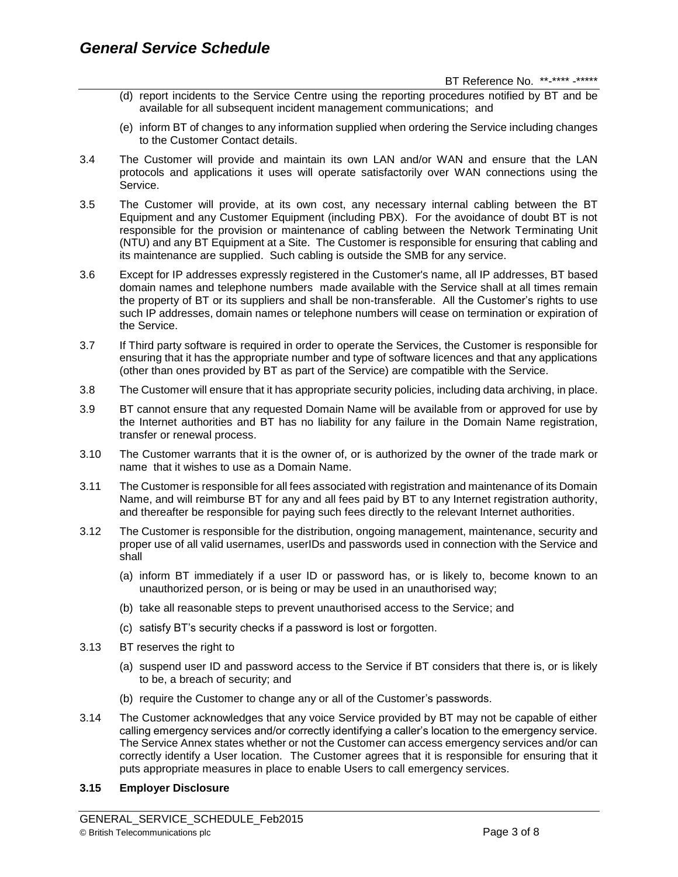(d) report incidents to the Service Centre using the reporting procedures notified by BT and be available for all subsequent incident management communications; and

(e) inform BT of changes to any information supplied when ordering the Service including changes to the Customer Contact details.

3.4 The Customer will provide and maintain its own LAN and/or WAN and ensure that the LAN protocols and applications it uses will operate satisfactorily over WAN connections using the Service.

3.5 The Customer will provide, at its own cost, any necessary internal cabling between the BT Equipment and any Customer Equipment (including PBX). For the avoidance of doubt BT is not responsible for the provision or maintenance of cabling between the Network Terminating Unit (NTU) and any BT Equipment at a Site. The Customer is responsible for ensuring that cabling and its maintenance are supplied. Such cabling is outside the SMB for any service.

3.6 Except for IP addresses expressly registered in the Customer's name, all IP addresses, BT based domain names and telephone numbers made available with the Service shall at all times remain the property of BT or its suppliers and shall be non-transferable. All the Customer's rights to use such IP addresses, domain names or telephone numbers will cease on termination or expiration of the Service.

3.7 If Third party software is required in order to operate the Services, the Customer is responsible for ensuring that it has the appropriate number and type of software licences and that any applications (other than ones provided by BT as part of the Service) are compatible with the Service.

3.8 The Customer will ensure that it has appropriate security policies, including data archiving, in place.

3.9 BT cannot ensure that any requested Domain Name will be available from or approved for use by the Internet authorities and BT has no liability for any failure in the Domain Name registration, transfer or renewal process.

3.10 The Customer warrants that it is the owner of, or is authorized by the owner of the trade mark or name that it wishes to use as a Domain Name.

3.11 The Customer is responsible for all fees associated with registration and maintenance of its Domain Name, and will reimburse BT for any and all fees paid by BT to any Internet registration authority, and thereafter be responsible for paying such fees directly to the relevant Internet authorities.

3.12 The Customer is responsible for the distribution, ongoing management, maintenance, security and proper use of all valid usernames, userIDs and passwords used in connection with the Service and shall

(a) inform BT immediately if a user ID or password has, or is likely to, become known to an unauthorized person, or is being or may be used in an unauthorised way;

(b) take all reasonable steps to prevent unauthorised access to the Service; and

(c) satisfy BT's security checks if a password is lost or forgotten.

3.13 BT reserves the right to

(a) suspend user ID and password access to the Service if BT considers that there is, or is likely to be, a breach of security; and

(b) require the Customer to change any or all of the Customer's passwords.

3.14 The Customer acknowledges that any voice Service provided by BT may not be capable of either calling emergency services and/or correctly identifying a caller's location to the emergency service. The Service Annex states whether or not the Customer can access emergency services and/or can correctly identify a User location. The Customer agrees that it is responsible for ensuring that it puts appropriate measures in place to enable Users to call emergency services.

**3.15 Employer Disclosure**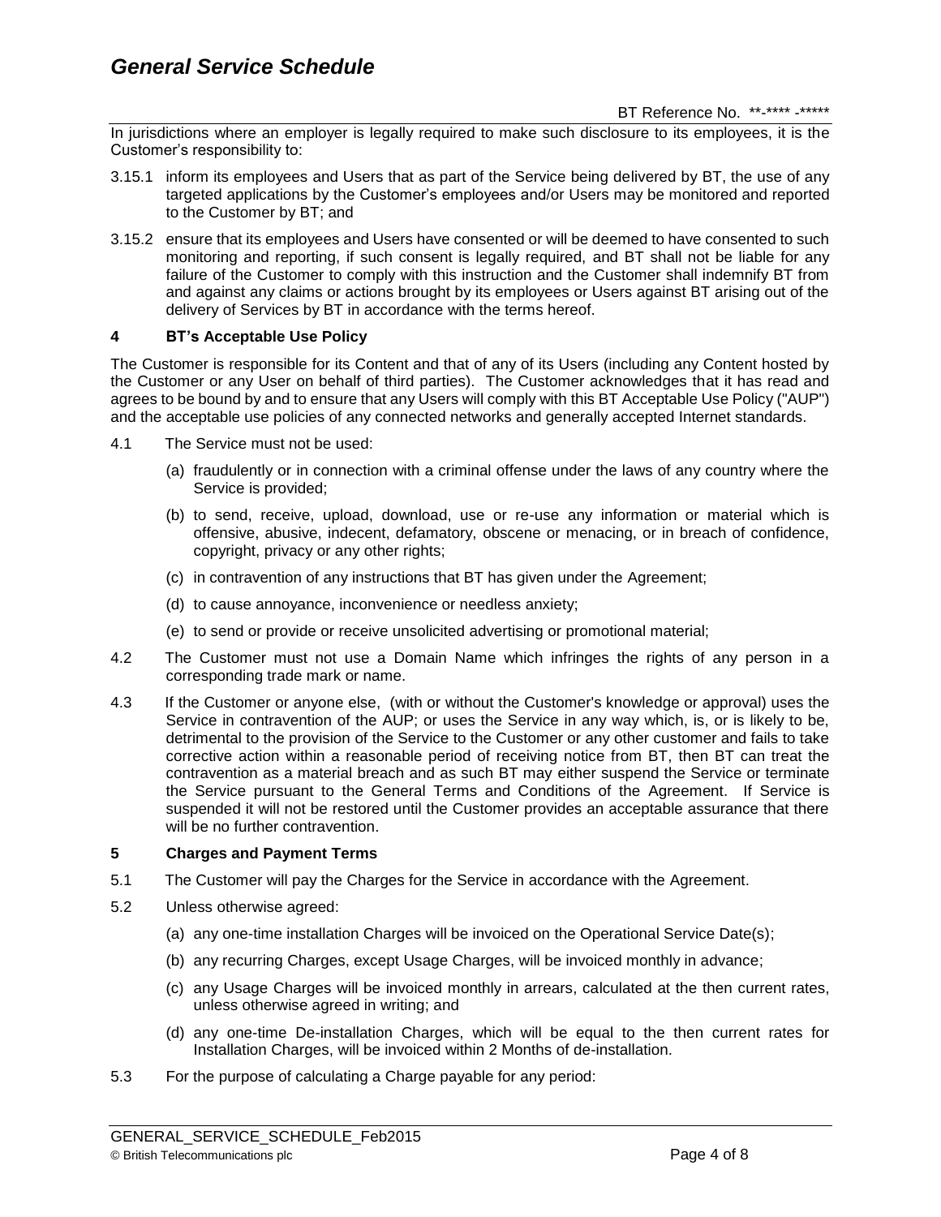In jurisdictions where an employer is legally required to make such disclosure to its employees, it is the Customer's responsibility to:

3.15.1 inform its employees and Users that as part of the Service being delivered by BT, the use of any targeted applications by the Customer's employees and/or Users may be monitored and reported to the Customer by BT; and

3.15.2 ensure that its employees and Users have consented or will be deemed to have consented to such monitoring and reporting, if such consent is legally required, and BT shall not be liable for any failure of the Customer to comply with this instruction and the Customer shall indemnify BT from and against any claims or actions brought by its employees or Users against BT arising out of the delivery of Services by BT in accordance with the terms hereof.

**4 BT's Acceptable Use Policy**

The Customer is responsible for its Content and that of any of its Users (including any Content hosted by the Customer or any User on behalf of third parties). The Customer acknowledges that it has read and agrees to be bound by and to ensure that any Users will comply with this BT Acceptable Use Policy ("AUP") and the acceptable use policies of any connected networks and generally accepted Internet standards.

4.1 The Service must not be used:

(a) fraudulently or in connection with a criminal offense under the laws of any country where the Service is provided;

(b) to send, receive, upload, download, use or re-use any information or material which is offensive, abusive, indecent, defamatory, obscene or menacing, or in breach of confidence, copyright, privacy or any other rights;

(c) in contravention of any instructions that BT has given under the Agreement;

(d) to cause annoyance, inconvenience or needless anxiety;

(e) to send or provide or receive unsolicited advertising or promotional material;

4.2 The Customer must not use a Domain Name which infringes the rights of any person in a corresponding trade mark or name.

4.3 If the Customer or anyone else, (with or without the Customer's knowledge or approval) uses the Service in contravention of the AUP; or uses the Service in any way which, is, or is likely to be, detrimental to the provision of the Service to the Customer or any other customer and fails to take corrective action within a reasonable period of receiving notice from BT, then BT can treat the contravention as a material breach and as such BT may either suspend the Service or terminate the Service pursuant to the General Terms and Conditions of the Agreement. If Service is suspended it will not be restored until the Customer provides an acceptable assurance that there will be no further contravention.

**5 Charges and Payment Terms**

5.1 The Customer will pay the Charges for the Service in accordance with the Agreement.

5.2 Unless otherwise agreed:

(a) any one-time installation Charges will be invoiced on the Operational Service Date(s);

(b) any recurring Charges, except Usage Charges, will be invoiced monthly in advance;

(c) any Usage Charges will be invoiced monthly in arrears, calculated at the then current rates, unless otherwise agreed in writing; and

(d) any one-time De-installation Charges, which will be equal to the then current rates for Installation Charges, will be invoiced within 2 Months of de-installation.

5.3 For the purpose of calculating a Charge payable for any period: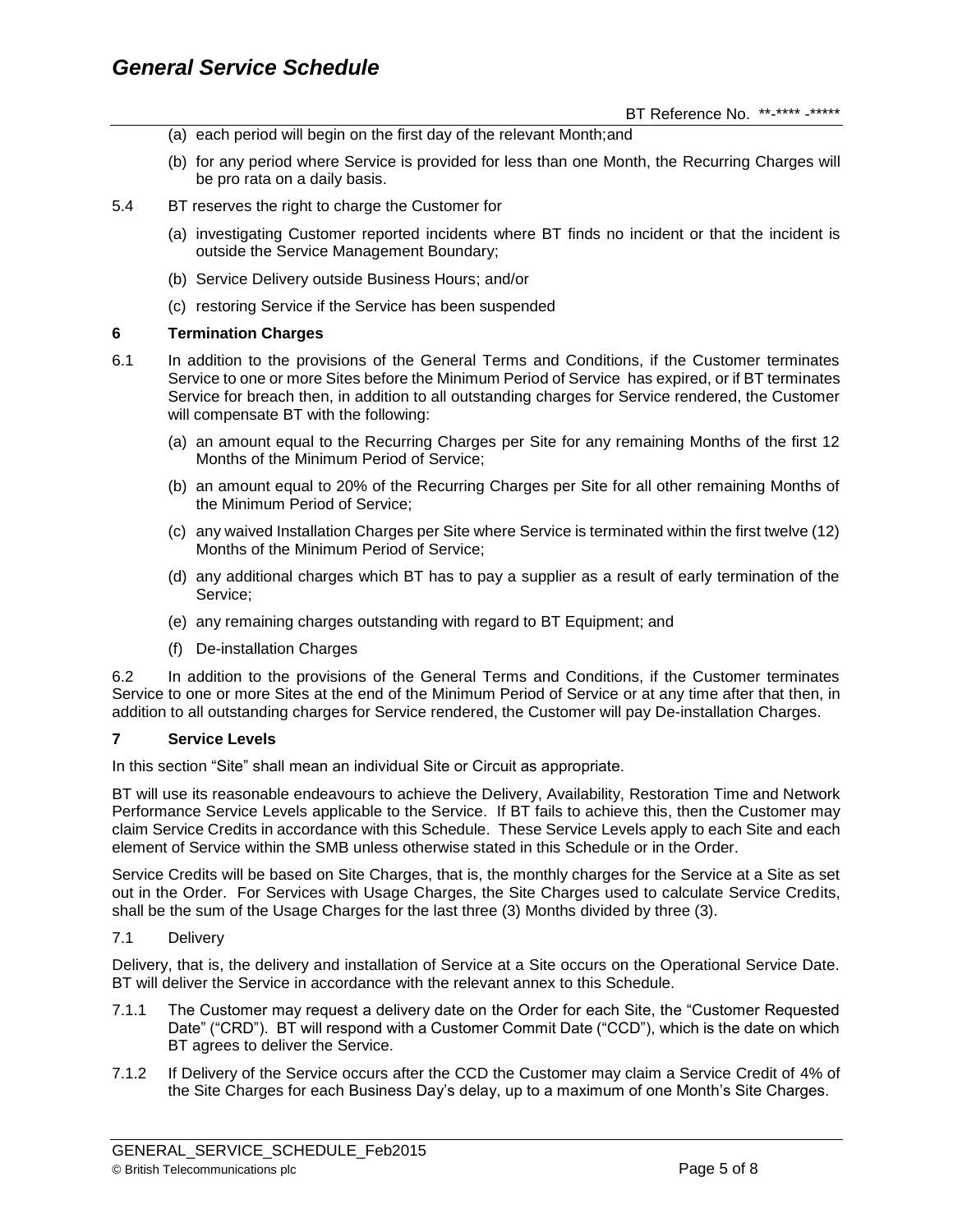(a) each period will begin on the first day of the relevant Month;and

(b) for any period where Service is provided for less than one Month, the Recurring Charges will be pro rata on a daily basis.

5.4 BT reserves the right to charge the Customer for

(a) investigating Customer reported incidents where BT finds no incident or that the incident is outside the Service Management Boundary;

(b) Service Delivery outside Business Hours; and/or

(c) restoring Service if the Service has been suspended

## 6 Termination Charges

6.1 In addition to the provisions of the General Terms and Conditions, if the Customer terminates Service to one or more Sites before the Minimum Period of Service has expired, or if BT terminates Service for breach then, in addition to all outstanding charges for Service rendered, the Customer will compensate BT with the following:

(a) an amount equal to the Recurring Charges per Site for any remaining Months of the first 12 Months of the Minimum Period of Service;

(b) an amount equal to 20% of the Recurring Charges per Site for all other remaining Months of the Minimum Period of Service;

(c) any waived Installation Charges per Site where Service is terminated within the first twelve (12) Months of the Minimum Period of Service;

(d) any additional charges which BT has to pay a supplier as a result of early termination of the Service;

(e) any remaining charges outstanding with regard to BT Equipment; and

(f) De-installation Charges

6.2 In addition to the provisions of the General Terms and Conditions, if the Customer terminates Service to one or more Sites at the end of the Minimum Period of Service or at any time after that then, in addition to all outstanding charges for Service rendered, the Customer will pay De-installation Charges.

## 7 Service Levels

In this section "Site" shall mean an individual Site or Circuit as appropriate.

BT will use its reasonable endeavours to achieve the Delivery, Availability, Restoration Time and Network Performance Service Levels applicable to the Service. If BT fails to achieve this, then the Customer may claim Service Credits in accordance with this Schedule. These Service Levels apply to each Site and each element of Service within the SMB unless otherwise stated in this Schedule or in the Order.

Service Credits will be based on Site Charges, that is, the monthly charges for the Service at a Site as set out in the Order. For Services with Usage Charges, the Site Charges used to calculate Service Credits, shall be the sum of the Usage Charges for the last three (3) Months divided by three (3).

7.1 Delivery

Delivery, that is, the delivery and installation of Service at a Site occurs on the Operational Service Date. BT will deliver the Service in accordance with the relevant annex to this Schedule.

7.1.1 The Customer may request a delivery date on the Order for each Site, the "Customer Requested Date" ("CRD"). BT will respond with a Customer Commit Date ("CCD"), which is the date on which BT agrees to deliver the Service.

7.1.2 If Delivery of the Service occurs after the CCD the Customer may claim a Service Credit of 4% of the Site Charges for each Business Day's delay, up to a maximum of one Month's Site Charges.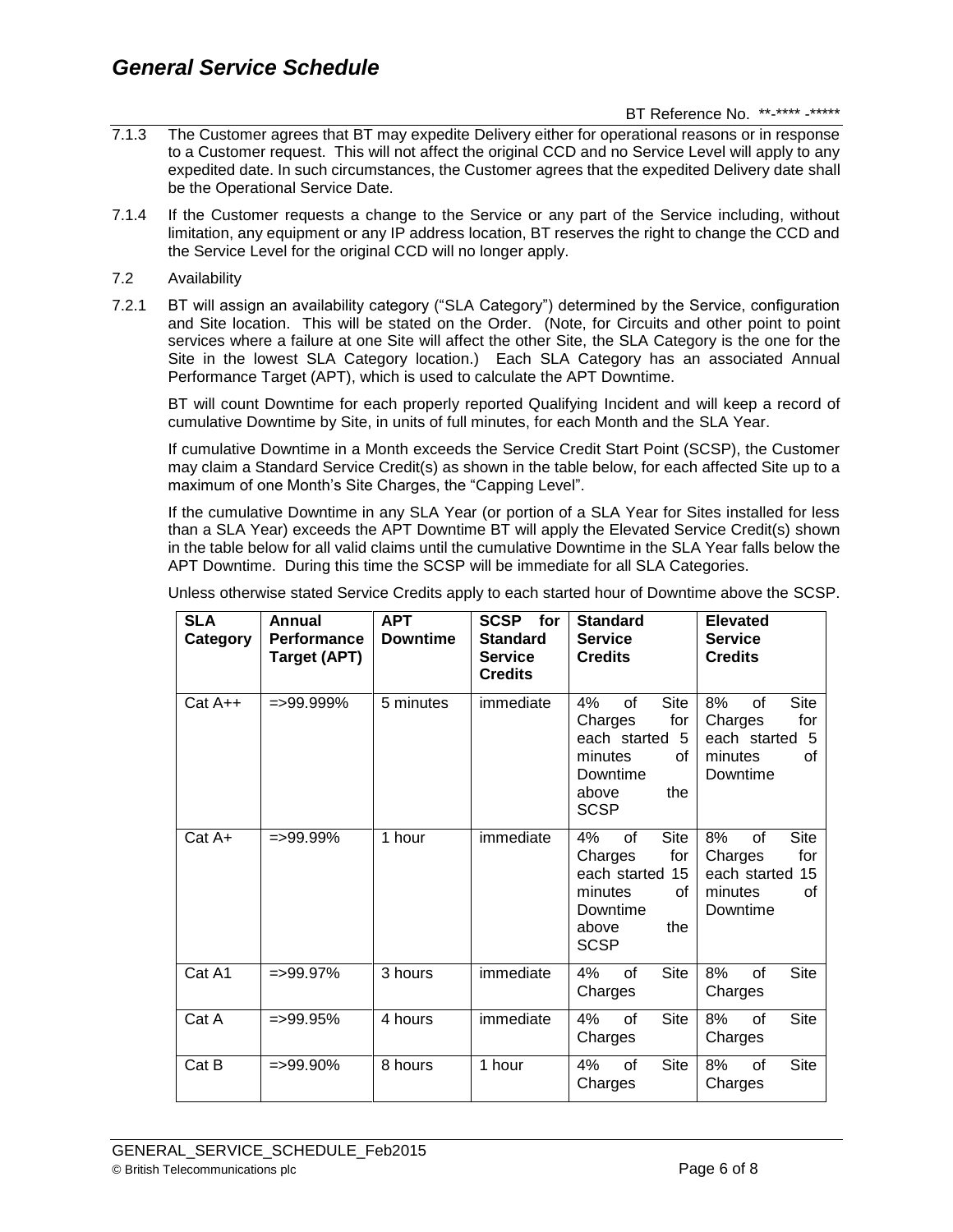7.1.3 The Customer agrees that BT may expedite Delivery either for operational reasons or in response to a Customer request. This will not affect the original CCD and no Service Level will apply to any expedited date. In such circumstances, the Customer agrees that the expedited Delivery date shall be the Operational Service Date.

7.1.4 If the Customer requests a change to the Service or any part of the Service including, without limitation, any equipment or any IP address location, BT reserves the right to change the CCD and the Service Level for the original CCD will no longer apply.

7.2 Availability

7.2.1 BT will assign an availability category ("SLA Category") determined by the Service, configuration and Site location. This will be stated on the Order. (Note, for Circuits and other point to point services where a failure at one Site will affect the other Site, the SLA Category is the one for the Site in the lowest SLA Category location.) Each SLA Category has an associated Annual Performance Target (APT), which is used to calculate the APT Downtime.

BT will count Downtime for each properly reported Qualifying Incident and will keep a record of cumulative Downtime by Site, in units of full minutes, for each Month and the SLA Year.

If cumulative Downtime in a Month exceeds the Service Credit Start Point (SCSP), the Customer may claim a Standard Service Credit(s) as shown in the table below, for each affected Site up to a maximum of one Month's Site Charges, the "Capping Level".

If the cumulative Downtime in any SLA Year (or portion of a SLA Year for Sites installed for less than a SLA Year) exceeds the APT Downtime BT will apply the Elevated Service Credit(s) shown in the table below for all valid claims until the cumulative Downtime in the SLA Year falls below the APT Downtime. During this time the SCSP will be immediate for all SLA Categories.

Unless otherwise stated Service Credits apply to each started hour of Downtime above the SCSP.

| SLA Category | Annual Performance Target (APT) | APT Downtime | SCSP for Standard Service Credits | Standard Service Credits | Elevated Service Credits |
|---|---|---|---|---|---|
| Cat A++ | =>99.999% | 5 minutes | immediate | 4% of Site Charges for each started 5 minutes of Downtime above the SCSP | 8% of Site Charges for each started 5 minutes of Downtime |
| Cat A+ | =>99.99% | 1 hour | immediate | 4% of Site Charges for each started 15 minutes of Downtime above the SCSP | 8% of Site Charges for each started 15 minutes of Downtime |
| Cat A1 | =>99.97% | 3 hours | immediate | 4% of Site Charges | 8% of Site Charges |
| Cat A | =>99.95% | 4 hours | immediate | 4% of Site Charges | 8% of Site Charges |
| Cat B | =>99.90% | 8 hours | 1 hour | 4% of Site Charges | 8% of Site Charges |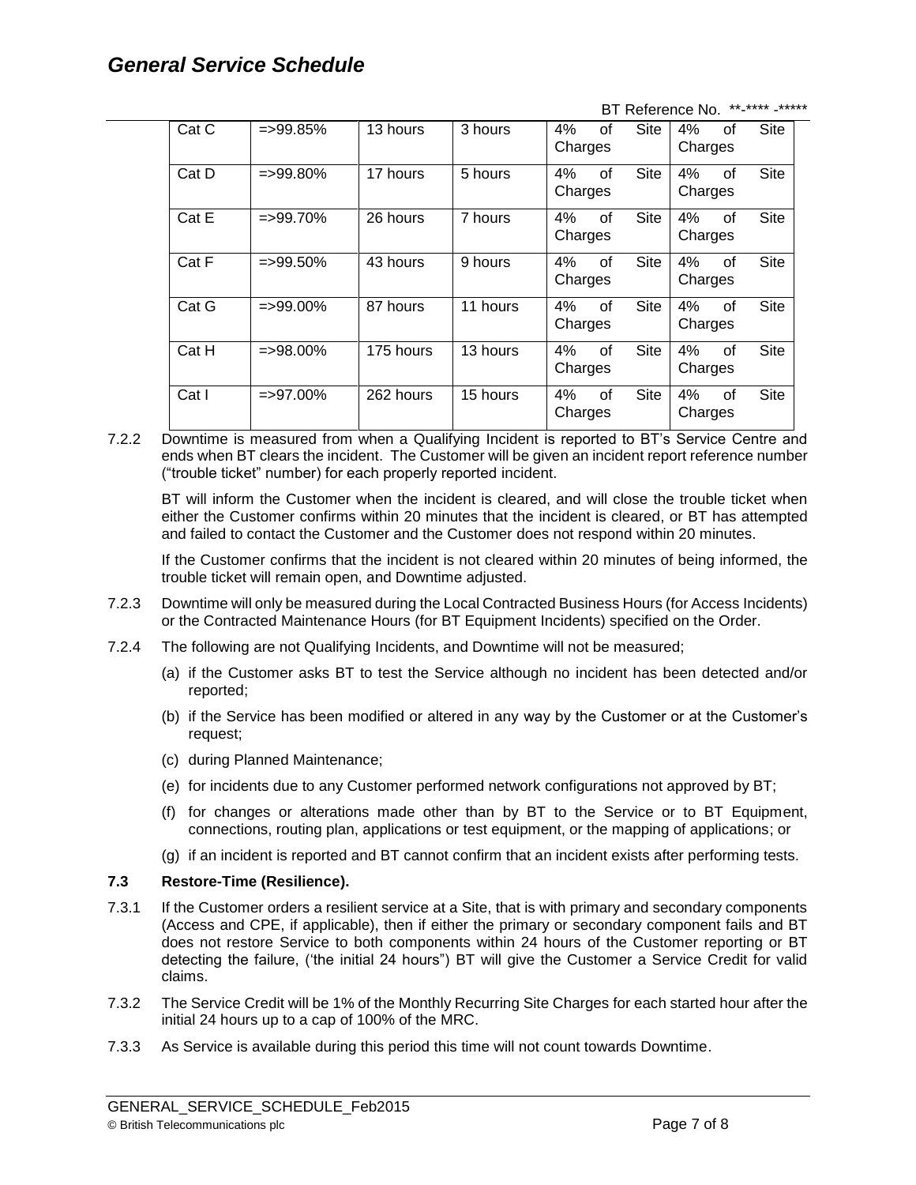| Cat C | =>99.85% | 13 hours | 3 hours | 4% of Site Charges | 4% of Site Charges |
|---|---|---|---|---|---|
| Cat D | =>99.80% | 17 hours | 5 hours | 4% of Site Charges | 4% of Site Charges |
| Cat E | =>99.70% | 26 hours | 7 hours | 4% of Site Charges | 4% of Site Charges |
| Cat F | =>99.50% | 43 hours | 9 hours | 4% of Site Charges | 4% of Site Charges |
| Cat G | =>99.00% | 87 hours | 11 hours | 4% of Site Charges | 4% of Site Charges |
| Cat H | =>98.00% | 175 hours | 13 hours | 4% of Site Charges | 4% of Site Charges |
| Cat I | =>97.00% | 262 hours | 15 hours | 4% of Site Charges | 4% of Site Charges |

7.2.2 Downtime is measured from when a Qualifying Incident is reported to BT's Service Centre and ends when BT clears the incident. The Customer will be given an incident report reference number ("trouble ticket" number) for each properly reported incident.

BT will inform the Customer when the incident is cleared, and will close the trouble ticket when either the Customer confirms within 20 minutes that the incident is cleared, or BT has attempted and failed to contact the Customer and the Customer does not respond within 20 minutes.

If the Customer confirms that the incident is not cleared within 20 minutes of being informed, the trouble ticket will remain open, and Downtime adjusted.

7.2.3 Downtime will only be measured during the Local Contracted Business Hours (for Access Incidents) or the Contracted Maintenance Hours (for BT Equipment Incidents) specified on the Order.

7.2.4 The following are not Qualifying Incidents, and Downtime will not be measured;

(a) if the Customer asks BT to test the Service although no incident has been detected and/or reported;

(b) if the Service has been modified or altered in any way by the Customer or at the Customer's request;

(c) during Planned Maintenance;

(e) for incidents due to any Customer performed network configurations not approved by BT;

(f) for changes or alterations made other than by BT to the Service or to BT Equipment, connections, routing plan, applications or test equipment, or the mapping of applications; or

(g) if an incident is reported and BT cannot confirm that an incident exists after performing tests.

**7.3 Restore-Time (Resilience).**

7.3.1 If the Customer orders a resilient service at a Site, that is with primary and secondary components (Access and CPE, if applicable), then if either the primary or secondary component fails and BT does not restore Service to both components within 24 hours of the Customer reporting or BT detecting the failure, ('the initial 24 hours") BT will give the Customer a Service Credit for valid claims.

7.3.2 The Service Credit will be 1% of the Monthly Recurring Site Charges for each started hour after the initial 24 hours up to a cap of 100% of the MRC.

7.3.3 As Service is available during this period this time will not count towards Downtime.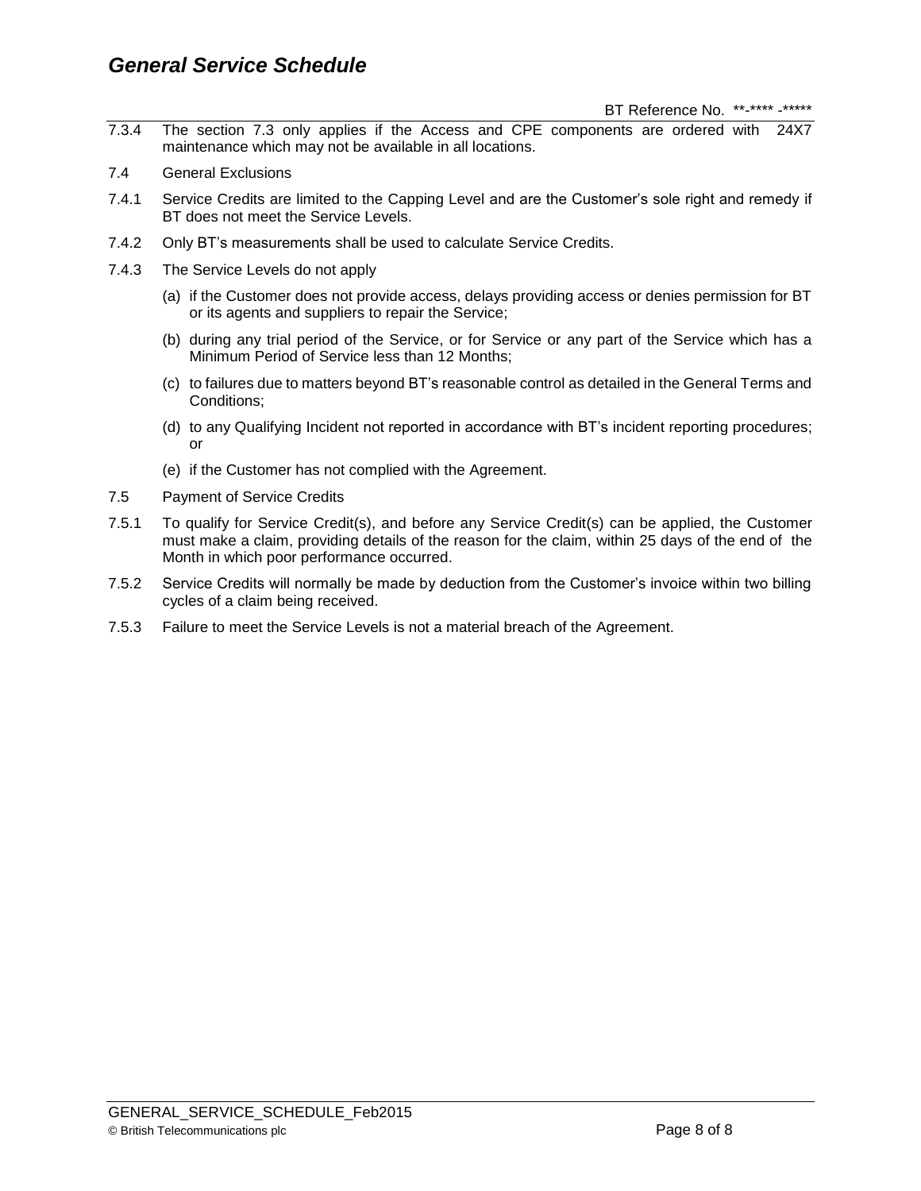7.3.4 The section 7.3 only applies if the Access and CPE components are ordered with 24X7 maintenance which may not be available in all locations.

7.4 General Exclusions

7.4.1 Service Credits are limited to the Capping Level and are the Customer's sole right and remedy if BT does not meet the Service Levels.

7.4.2 Only BT's measurements shall be used to calculate Service Credits.

7.4.3 The Service Levels do not apply

(a) if the Customer does not provide access, delays providing access or denies permission for BT or its agents and suppliers to repair the Service;

(b) during any trial period of the Service, or for Service or any part of the Service which has a Minimum Period of Service less than 12 Months;

(c) to failures due to matters beyond BT's reasonable control as detailed in the General Terms and Conditions;

(d) to any Qualifying Incident not reported in accordance with BT's incident reporting procedures; or

(e) if the Customer has not complied with the Agreement.

7.5 Payment of Service Credits

7.5.1 To qualify for Service Credit(s), and before any Service Credit(s) can be applied, the Customer must make a claim, providing details of the reason for the claim, within 25 days of the end of the Month in which poor performance occurred.

7.5.2 Service Credits will normally be made by deduction from the Customer's invoice within two billing cycles of a claim being received.

7.5.3 Failure to meet the Service Levels is not a material breach of the Agreement.